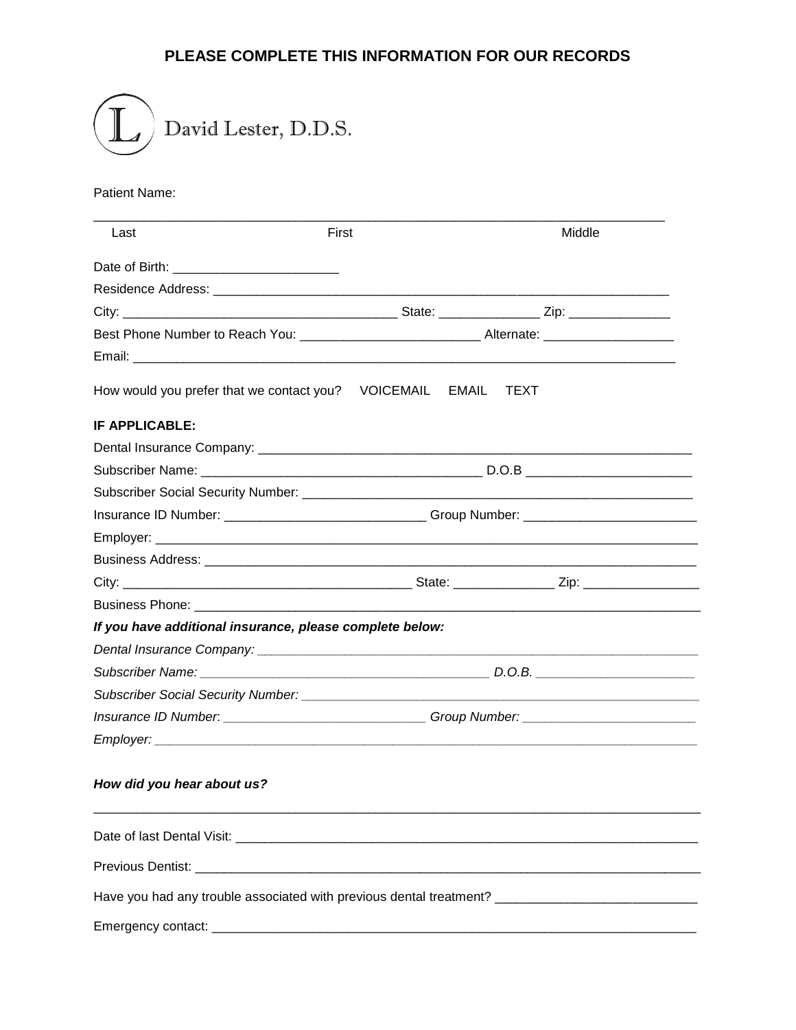**PLEASE COMPLETE THIS INFORMATION FOR OUR RECORDS**

L David Lester, D.D.S.

Patient Name:

_______________________________________________________________________________

Last First Middle

Date of Birth: _______________________

Residence Address: _______________________________________________________________

City: ______________________________________ State: ______________ Zip: ______________

Best Phone Number to Reach You: _________________________ Alternate: __________________

Email: ____________________________________________________________________________

How would you prefer that we contact you? VOICEMAIL EMAIL TEXT

**IF APPLICABLE:**

Dental Insurance Company: ______________________________________________________________

Subscriber Name: _______________________________________ D.O.B _______________________

Subscriber Social Security Number: _______________________________________________________

Insurance ID Number: ____________________________ Group Number: ________________________

Employer: ________________________________________________________________________________

Business Address: ______________________________________________________________________

City: ________________________________________ State: ______________ Zip: ________________

Business Phone: ________________________________________________________________________

***If you have additional insurance, please complete below:***

*Dental Insurance Company: ______________________________________________________________*

*Subscriber Name: ________________________________________ D.O.B. ______________________*

*Subscriber Social Security Number: _______________________________________________________*

*Insurance ID Number: ____________________________ Group Number: ________________________*

*Employer: ________________________________________________________________________________*

***How did you hear about us?***

_______________________________________________________________________________________

Date of last Dental Visit: _________________________________________________________________

Previous Dentist: _______________________________________________________________________

Have you had any trouble associated with previous dental treatment? ____________________________

Emergency contact: _____________________________________________________________________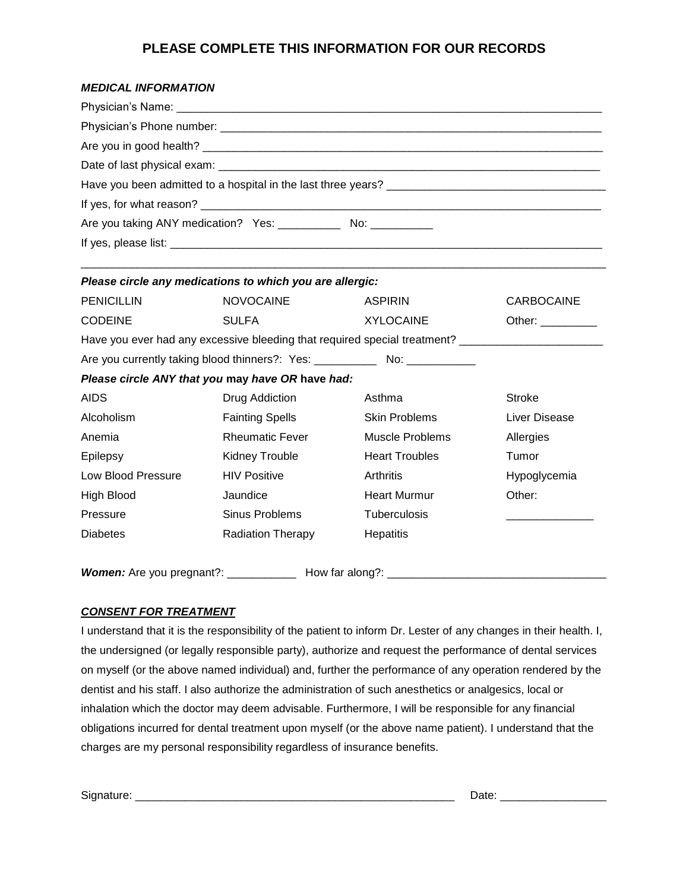## PLEASE COMPLETE THIS INFORMATION FOR OUR RECORDS

***MEDICAL INFORMATION***

Physician's Name: ______________________________________________________________________

Physician's Phone number: ________________________________________________________________

Are you in good health? ___________________________________________________________________

Date of last physical exam: _______________________________________________________________

Have you been admitted to a hospital in the last three years? ___________________________________

If yes, for what reason? __________________________________________________________________

Are you taking ANY medication? Yes: __________ No: __________

If yes, please list: _______________________________________________________________________

______________________________________________________________________________________

***Please circle any medications to which you are allergic:***

| | | | |
|---|---|---|---|
| PENICILLIN | NOVOCAINE | ASPIRIN | CARBOCAINE |
| CODEINE | SULFA | XYLOCAINE | Other: _________ |

Have you ever had any excessive bleeding that required special treatment? ______________________

Are you currently taking blood thinners?: Yes: __________ No: ___________

***Please circle ANY that you*** **may** ***have OR*** **have** ***had:***

| | | | |
|---|---|---|---|
| AIDS | Drug Addiction | Asthma | Stroke |
| Alcoholism | Fainting Spells | Skin Problems | Liver Disease |
| Anemia | Rheumatic Fever | Muscle Problems | Allergies |
| Epilepsy | Kidney Trouble | Heart Troubles | Tumor |
| Low Blood Pressure | HIV Positive | Arthritis | Hypoglycemia |
| High Blood | Jaundice | Heart Murmur | Other: |
| Pressure | Sinus Problems | Tuberculosis | ______________ |
| Diabetes | Radiation Therapy | Hepatitis | |

***Women:*** Are you pregnant?: ___________ How far along?: ___________________________________

***CONSENT FOR TREATMENT***

I understand that it is the responsibility of the patient to inform Dr. Lester of any changes in their health. I, the undersigned (or legally responsible party), authorize and request the performance of dental services on myself (or the above named individual) and, further the performance of any operation rendered by the dentist and his staff. I also authorize the administration of such anesthetics or analgesics, local or inhalation which the doctor may deem advisable. Furthermore, I will be responsible for any financial obligations incurred for dental treatment upon myself (or the above name patient). I understand that the charges are my personal responsibility regardless of insurance benefits.

Signature: _____________________________________________________ Date: _________________